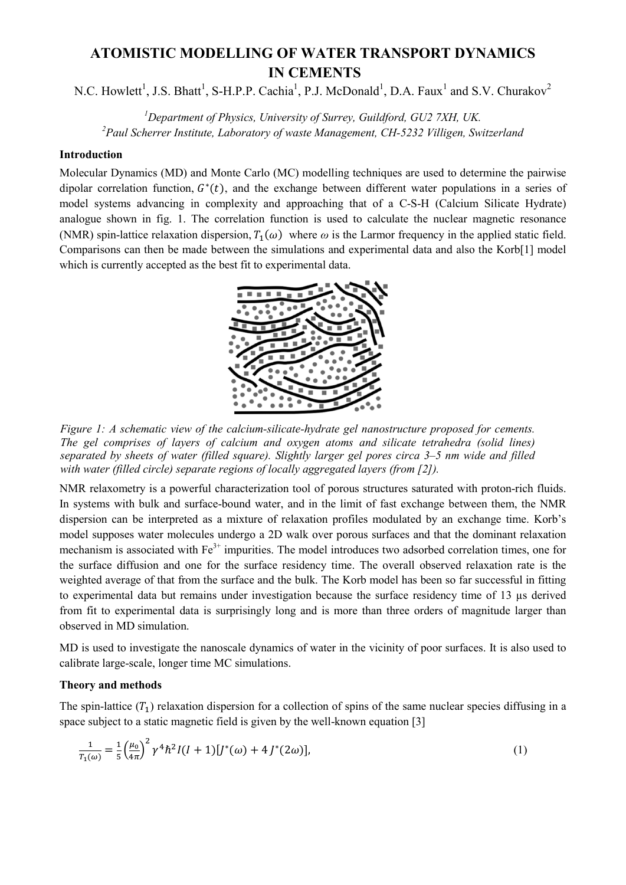# ATOMISTIC MODELLING OF WATER TRANSPORT DYNAMICS IN CEMENTS

N.C. Howlett[1], J.S. Bhatt[1], S-H.P.P. Cachia[1], P.J. McDonald[1], D.A. Faux[1] and S.V. Churakov[2]

*[1]Department of Physics, University of Surrey, Guildford, GU2 7XH, UK.*
*[2]Paul Scherrer Institute, Laboratory of waste Management, CH-5232 Villigen, Switzerland*

**Introduction**

Molecular Dynamics (MD) and Monte Carlo (MC) modelling techniques are used to determine the pairwise dipolar correlation function, $G^{*}(t)$, and the exchange between different water populations in a series of model systems advancing in complexity and approaching that of a C-S-H (Calcium Silicate Hydrate) analogue shown in fig. 1. The correlation function is used to calculate the nuclear magnetic resonance (NMR) spin-lattice relaxation dispersion, $T_1(\omega)$ where $\omega$ is the Larmor frequency in the applied static field. Comparisons can then be made between the simulations and experimental data and also the Korb[1] model which is currently accepted as the best fit to experimental data.

*Figure 1: A schematic view of the calcium-silicate-hydrate gel nanostructure proposed for cements. The gel comprises of layers of calcium and oxygen atoms and silicate tetrahedra (solid lines) separated by sheets of water (filled square). Slightly larger gel pores circa 3–5 nm wide and filled with water (filled circle) separate regions of locally aggregated layers (from [2]).*

NMR relaxometry is a powerful characterization tool of porous structures saturated with proton-rich fluids. In systems with bulk and surface-bound water, and in the limit of fast exchange between them, the NMR dispersion can be interpreted as a mixture of relaxation profiles modulated by an exchange time. Korb's model supposes water molecules undergo a 2D walk over porous surfaces and that the dominant relaxation mechanism is associated with $Fe^{3+}$ impurities. The model introduces two adsorbed correlation times, one for the surface diffusion and one for the surface residency time. The overall observed relaxation rate is the weighted average of that from the surface and the bulk. The Korb model has been so far successful in fitting to experimental data but remains under investigation because the surface residency time of 13 μs derived from fit to experimental data is surprisingly long and is more than three orders of magnitude larger than observed in MD simulation.

MD is used to investigate the nanoscale dynamics of water in the vicinity of poor surfaces. It is also used to calibrate large-scale, longer time MC simulations.

**Theory and methods**

The spin-lattice ($T_1$) relaxation dispersion for a collection of spins of the same nuclear species diffusing in a space subject to a static magnetic field is given by the well-known equation [3]

$$\frac{1}{T_1(\omega)} = \frac{1}{5}\left(\frac{\mu_0}{4\pi}\right)^2 \gamma^4 \hbar^2 I(I+1)[J^{*}(\omega) + 4\,J^{*}(2\omega)], \tag{1}$$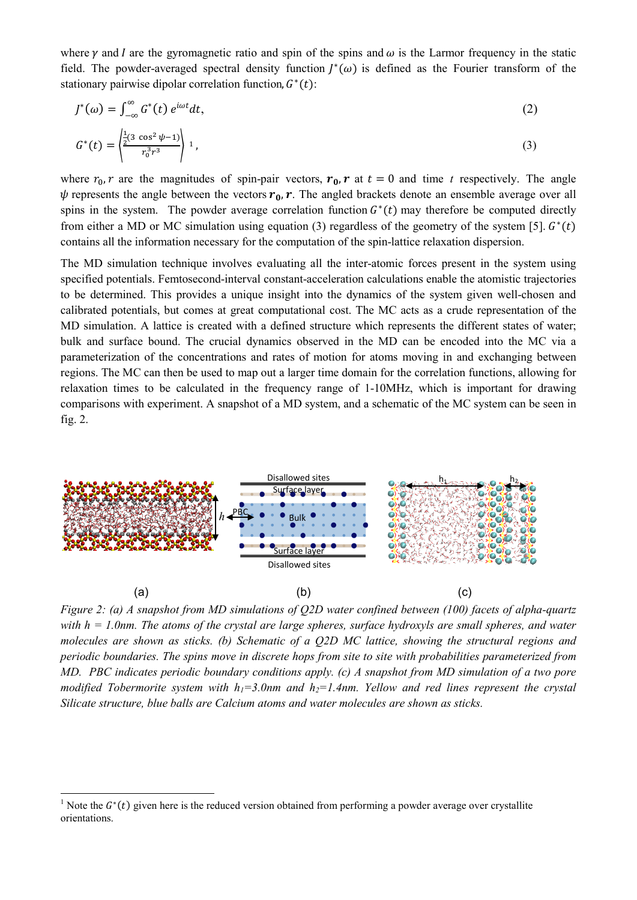where $\gamma$ and $I$ are the gyromagnetic ratio and spin of the spins and $\omega$ is the Larmor frequency in the static field. The powder-averaged spectral density function $J^*(\omega)$ is defined as the Fourier transform of the stationary pairwise dipolar correlation function, $G^*(t)$:

$$J^*(\omega) = \int_{-\infty}^{\infty} G^*(t)\, e^{i\omega t} dt, \tag{2}$$

$$G^*(t) = \left\langle \frac{\frac{1}{2}(3\,\cos^2\psi - 1)}{r_0^3 r^3} \right\rangle [1], \tag{3}$$

where $r_0, r$ are the magnitudes of spin-pair vectors, $\boldsymbol{r_0}, \boldsymbol{r}$ at $t = 0$ and time $t$ respectively. The angle $\psi$ represents the angle between the vectors $\boldsymbol{r_0}, \boldsymbol{r}$. The angled brackets denote an ensemble average over all spins in the system. The powder average correlation function $G^*(t)$ may therefore be computed directly from either a MD or MC simulation using equation (3) regardless of the geometry of the system [5]. $G^*(t)$ contains all the information necessary for the computation of the spin-lattice relaxation dispersion.

The MD simulation technique involves evaluating all the inter-atomic forces present in the system using specified potentials. Femtosecond-interval constant-acceleration calculations enable the atomistic trajectories to be determined. This provides a unique insight into the dynamics of the system given well-chosen and calibrated potentials, but comes at great computational cost. The MC acts as a crude representation of the MD simulation. A lattice is created with a defined structure which represents the different states of water; bulk and surface bound. The crucial dynamics observed in the MD can be encoded into the MC via a parameterization of the concentrations and rates of motion for atoms moving in and exchanging between regions. The MC can then be used to map out a larger time domain for the correlation functions, allowing for relaxation times to be calculated in the frequency range of 1-10MHz, which is important for drawing comparisons with experiment. A snapshot of a MD system, and a schematic of the MC system can be seen in fig. 2.

*Figure 2: (a) A snapshot from MD simulations of Q2D water confined between (100) facets of alpha-quartz with h = 1.0nm. The atoms of the crystal are large spheres, surface hydroxyls are small spheres, and water molecules are shown as sticks. (b) Schematic of a Q2D MC lattice, showing the structural regions and periodic boundaries. The spins move in discrete hops from site to site with probabilities parameterized from MD. PBC indicates periodic boundary conditions apply. (c) A snapshot from MD simulation of a two pore modified Tobermorite system with $h_1$=3.0nm and $h_2$=1.4nm. Yellow and red lines represent the crystal Silicate structure, blue balls are Calcium atoms and water molecules are shown as sticks.*

[1] Note the $G^*(t)$ given here is the reduced version obtained from performing a powder average over crystallite orientations.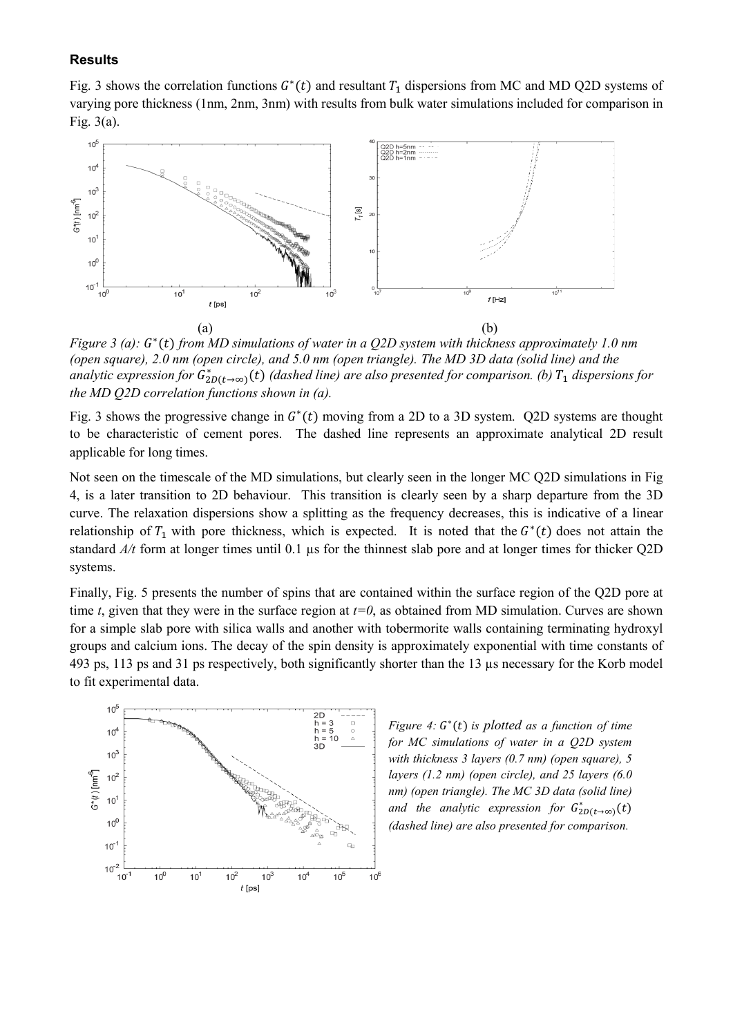### Results

Fig. 3 shows the correlation functions $G^*(t)$ and resultant $T_1$ dispersions from MC and MD Q2D systems of varying pore thickness (1nm, 2nm, 3nm) with results from bulk water simulations included for comparison in Fig. 3(a).

(a) (b)

*Figure 3 (a): $G^*(t)$ from MD simulations of water in a Q2D system with thickness approximately 1.0 nm (open square), 2.0 nm (open circle), and 5.0 nm (open triangle). The MD 3D data (solid line) and the analytic expression for $G^*_{2D(t\to\infty)}(t)$ (dashed line) are also presented for comparison. (b) $T_1$ dispersions for the MD Q2D correlation functions shown in (a).*

Fig. 3 shows the progressive change in $G^*(t)$ moving from a 2D to a 3D system. Q2D systems are thought to be characteristic of cement pores. The dashed line represents an approximate analytical 2D result applicable for long times.

Not seen on the timescale of the MD simulations, but clearly seen in the longer MC Q2D simulations in Fig 4, is a later transition to 2D behaviour. This transition is clearly seen by a sharp departure from the 3D curve. The relaxation dispersions show a splitting as the frequency decreases, this is indicative of a linear relationship of $T_1$ with pore thickness, which is expected. It is noted that the $G^*(t)$ does not attain the standard *A/t* form at longer times until 0.1 µs for the thinnest slab pore and at longer times for thicker Q2D systems.

Finally, Fig. 5 presents the number of spins that are contained within the surface region of the Q2D pore at time *t*, given that they were in the surface region at *t=0*, as obtained from MD simulation. Curves are shown for a simple slab pore with silica walls and another with tobermorite walls containing terminating hydroxyl groups and calcium ions. The decay of the spin density is approximately exponential with time constants of 493 ps, 113 ps and 31 ps respectively, both significantly shorter than the 13 µs necessary for the Korb model to fit experimental data.

*Figure 4: $G^*(t)$ is plotted as a function of time for MC simulations of water in a Q2D system with thickness 3 layers (0.7 nm) (open square), 5 layers (1.2 nm) (open circle), and 25 layers (6.0 nm) (open triangle). The MC 3D data (solid line) and the analytic expression for $G^*_{2D(t\to\infty)}(t)$ (dashed line) are also presented for comparison.*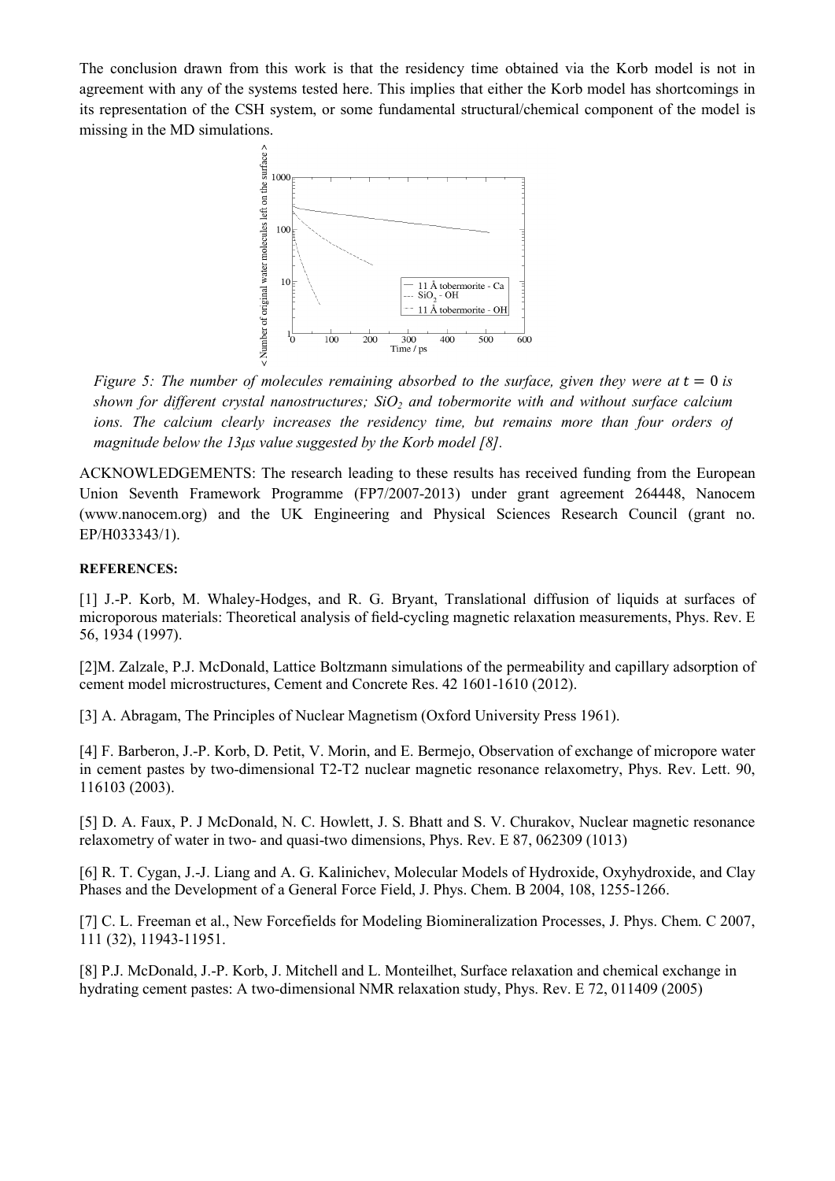The conclusion drawn from this work is that the residency time obtained via the Korb model is not in agreement with any of the systems tested here. This implies that either the Korb model has shortcomings in its representation of the CSH system, or some fundamental structural/chemical component of the model is missing in the MD simulations.

< Number of original water molecules left on the surface >

1000

100

10

1

0 100 200 300 400 500 600

Time / ps

11 Å tobermorite - Ca

$SiO_2$ - OH

11 Å tobermorite - OH

*Figure 5: The number of molecules remaining absorbed to the surface, given they were at $t = 0$ is shown for different crystal nanostructures; $SiO_2$ and tobermorite with and without surface calcium ions. The calcium clearly increases the residency time, but remains more than four orders of magnitude below the 13μs value suggested by the Korb model [8].*

ACKNOWLEDGEMENTS: The research leading to these results has received funding from the European Union Seventh Framework Programme (FP7/2007-2013) under grant agreement 264448, Nanocem (www.nanocem.org) and the UK Engineering and Physical Sciences Research Council (grant no. EP/H033343/1).

**REFERENCES:**

[1] J.-P. Korb, M. Whaley-Hodges, and R. G. Bryant, Translational diffusion of liquids at surfaces of microporous materials: Theoretical analysis of field-cycling magnetic relaxation measurements, Phys. Rev. E 56, 1934 (1997).

[2]M. Zalzale, P.J. McDonald, Lattice Boltzmann simulations of the permeability and capillary adsorption of cement model microstructures, Cement and Concrete Res. 42 1601-1610 (2012).

[3] A. Abragam, The Principles of Nuclear Magnetism (Oxford University Press 1961).

[4] F. Barberon, J.-P. Korb, D. Petit, V. Morin, and E. Bermejo, Observation of exchange of micropore water in cement pastes by two-dimensional T2-T2 nuclear magnetic resonance relaxometry, Phys. Rev. Lett. 90, 116103 (2003).

[5] D. A. Faux, P. J McDonald, N. C. Howlett, J. S. Bhatt and S. V. Churakov, Nuclear magnetic resonance relaxometry of water in two- and quasi-two dimensions, Phys. Rev. E 87, 062309 (1013)

[6] R. T. Cygan, J.-J. Liang and A. G. Kalinichev, Molecular Models of Hydroxide, Oxyhydroxide, and Clay Phases and the Development of a General Force Field, J. Phys. Chem. B 2004, 108, 1255-1266.

[7] C. L. Freeman et al., New Forcefields for Modeling Biomineralization Processes, J. Phys. Chem. C 2007, 111 (32), 11943-11951.

[8] P.J. McDonald, J.-P. Korb, J. Mitchell and L. Monteilhet, Surface relaxation and chemical exchange in hydrating cement pastes: A two-dimensional NMR relaxation study, Phys. Rev. E 72, 011409 (2005)